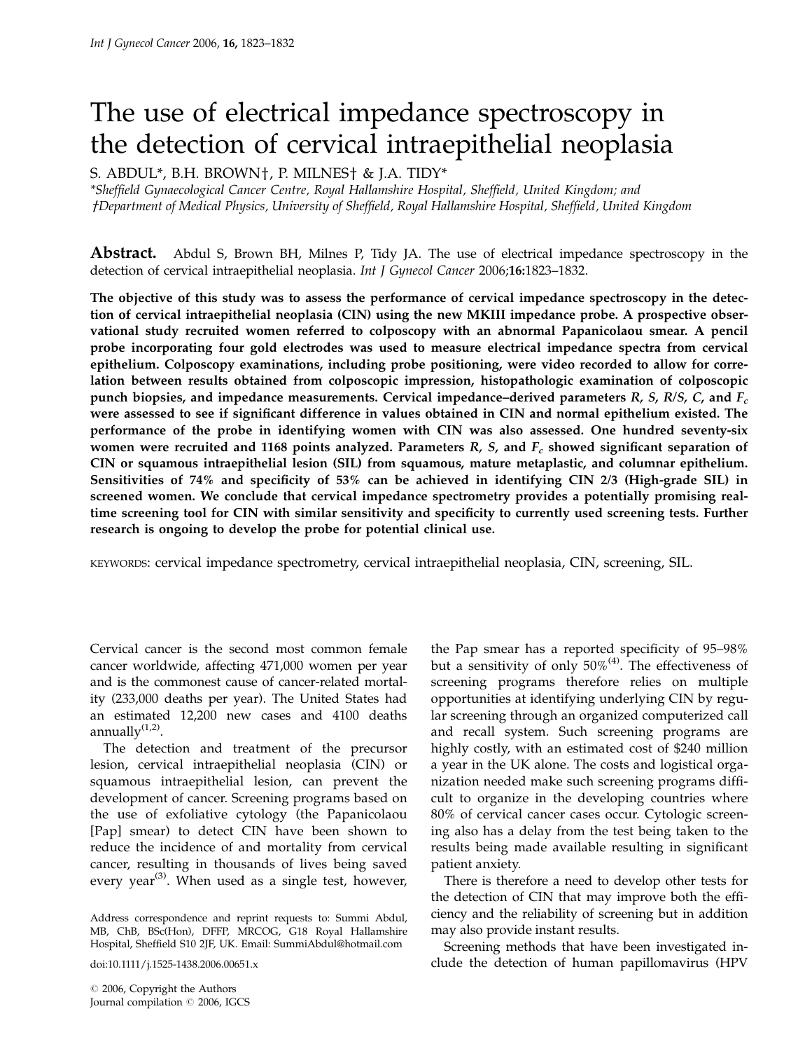# The use of electrical impedance spectroscopy in the detection of cervical intraepithelial neoplasia

S. ABDUL*, B.H. BROWN†, P. MILNES† & J.A. TIDY*

*\*Sheffield Gynaecological Cancer Centre, Royal Hallamshire Hospital, Sheffield, United Kingdom; and*
*†Department of Medical Physics, University of Sheffield, Royal Hallamshire Hospital, Sheffield, United Kingdom*

**Abstract.** Abdul S, Brown BH, Milnes P, Tidy JA. The use of electrical impedance spectroscopy in the detection of cervical intraepithelial neoplasia. *Int J Gynecol Cancer* 2006;**16:**1823–1832.

**The objective of this study was to assess the performance of cervical impedance spectroscopy in the detection of cervical intraepithelial neoplasia (CIN) using the new MKIII impedance probe. A prospective observational study recruited women referred to colposcopy with an abnormal Papanicolaou smear. A pencil probe incorporating four gold electrodes was used to measure electrical impedance spectra from cervical epithelium. Colposcopy examinations, including probe positioning, were video recorded to allow for correlation between results obtained from colposcopic impression, histopathologic examination of colposcopic punch biopsies, and impedance measurements. Cervical impedance–derived parameters *R*, *S*, *R/S*, *C*, and $F_c$ were assessed to see if significant difference in values obtained in CIN and normal epithelium existed. The performance of the probe in identifying women with CIN was also assessed. One hundred seventy-six women were recruited and 1168 points analyzed. Parameters *R*, *S*, and $F_c$ showed significant separation of CIN or squamous intraepithelial lesion (SIL) from squamous, mature metaplastic, and columnar epithelium. Sensitivities of 74% and specificity of 53% can be achieved in identifying CIN 2/3 (High-grade SIL) in screened women. We conclude that cervical impedance spectrometry provides a potentially promising real-time screening tool for CIN with similar sensitivity and specificity to currently used screening tests. Further research is ongoing to develop the probe for potential clinical use.**

KEYWORDS: cervical impedance spectrometry, cervical intraepithelial neoplasia, CIN, screening, SIL.

Cervical cancer is the second most common female cancer worldwide, affecting 471,000 women per year and is the commonest cause of cancer-related mortality (233,000 deaths per year). The United States had an estimated 12,200 new cases and 4100 deaths annually[1,2].

The detection and treatment of the precursor lesion, cervical intraepithelial neoplasia (CIN) or squamous intraepithelial lesion, can prevent the development of cancer. Screening programs based on the use of exfoliative cytology (the Papanicolaou [Pap] smear) to detect CIN have been shown to reduce the incidence of and mortality from cervical cancer, resulting in thousands of lives being saved every year[3]. When used as a single test, however, the Pap smear has a reported specificity of 95–98% but a sensitivity of only 50%[4]. The effectiveness of screening programs therefore relies on multiple opportunities at identifying underlying CIN by regular screening through an organized computerized call and recall system. Such screening programs are highly costly, with an estimated cost of $240 million a year in the UK alone. The costs and logistical organization needed make such screening programs difficult to organize in the developing countries where 80% of cervical cancer cases occur. Cytologic screening also has a delay from the test being taken to the results being made available resulting in significant patient anxiety.

There is therefore a need to develop other tests for the detection of CIN that may improve both the efficiency and the reliability of screening but in addition may also provide instant results.

Screening methods that have been investigated include the detection of human papillomavirus (HPV

Address correspondence and reprint requests to: Summi Abdul, MB, ChB, BSc(Hon), DFFP, MRCOG, G18 Royal Hallamshire Hospital, Sheffield S10 2JF, UK. Email: SummiAbdul@hotmail.com

doi:10.1111/j.1525-1438.2006.00651.x

© 2006, Copyright the Authors
Journal compilation © 2006, IGCS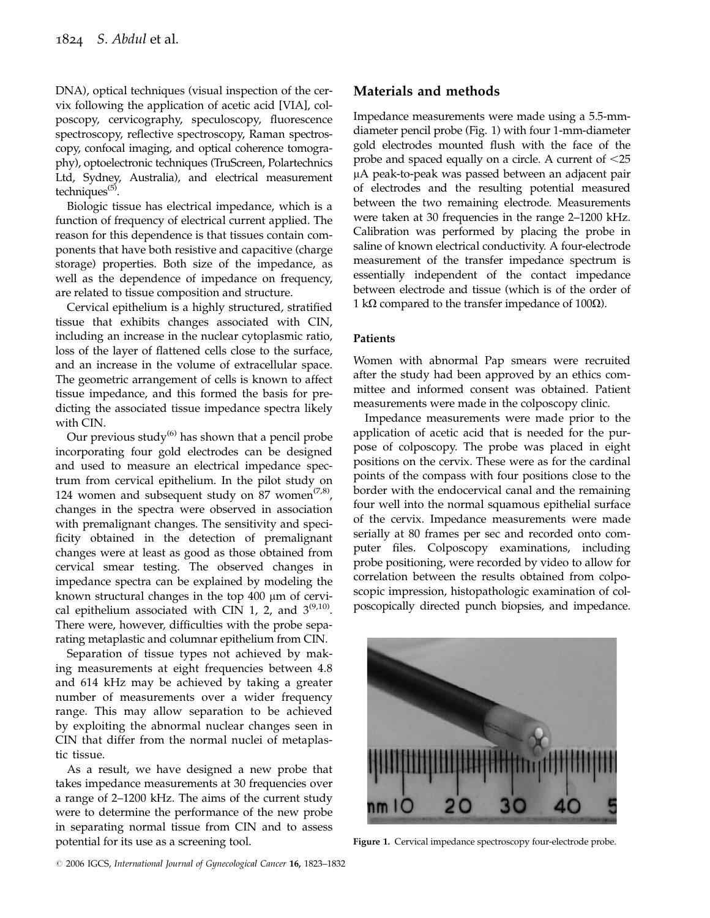DNA), optical techniques (visual inspection of the cervix following the application of acetic acid [VIA], colposcopy, cervicography, speculoscopy, fluorescence spectroscopy, reflective spectroscopy, Raman spectroscopy, confocal imaging, and optical coherence tomography), optoelectronic techniques (TruScreen, Polartechnics Ltd, Sydney, Australia), and electrical measurement techniques[5].

Biologic tissue has electrical impedance, which is a function of frequency of electrical current applied. The reason for this dependence is that tissues contain components that have both resistive and capacitive (charge storage) properties. Both size of the impedance, as well as the dependence of impedance on frequency, are related to tissue composition and structure.

Cervical epithelium is a highly structured, stratified tissue that exhibits changes associated with CIN, including an increase in the nuclear cytoplasmic ratio, loss of the layer of flattened cells close to the surface, and an increase in the volume of extracellular space. The geometric arrangement of cells is known to affect tissue impedance, and this formed the basis for predicting the associated tissue impedance spectra likely with CIN.

Our previous study[6] has shown that a pencil probe incorporating four gold electrodes can be designed and used to measure an electrical impedance spectrum from cervical epithelium. In the pilot study on 124 women and subsequent study on 87 women[7,8], changes in the spectra were observed in association with premalignant changes. The sensitivity and specificity obtained in the detection of premalignant changes were at least as good as those obtained from cervical smear testing. The observed changes in impedance spectra can be explained by modeling the known structural changes in the top 400 μm of cervical epithelium associated with CIN 1, 2, and 3[9,10]. There were, however, difficulties with the probe separating metaplastic and columnar epithelium from CIN.

Separation of tissue types not achieved by making measurements at eight frequencies between 4.8 and 614 kHz may be achieved by taking a greater number of measurements over a wider frequency range. This may allow separation to be achieved by exploiting the abnormal nuclear changes seen in CIN that differ from the normal nuclei of metaplastic tissue.

As a result, we have designed a new probe that takes impedance measurements at 30 frequencies over a range of 2–1200 kHz. The aims of the current study were to determine the performance of the new probe in separating normal tissue from CIN and to assess potential for its use as a screening tool.

## Materials and methods

Impedance measurements were made using a 5.5-mm-diameter pencil probe (Fig. 1) with four 1-mm-diameter gold electrodes mounted flush with the face of the probe and spaced equally on a circle. A current of <25 μA peak-to-peak was passed between an adjacent pair of electrodes and the resulting potential measured between the two remaining electrode. Measurements were taken at 30 frequencies in the range 2–1200 kHz. Calibration was performed by placing the probe in saline of known electrical conductivity. A four-electrode measurement of the transfer impedance spectrum is essentially independent of the contact impedance between electrode and tissue (which is of the order of 1 kΩ compared to the transfer impedance of 100Ω).

### Patients

Women with abnormal Pap smears were recruited after the study had been approved by an ethics committee and informed consent was obtained. Patient measurements were made in the colposcopy clinic.

Impedance measurements were made prior to the application of acetic acid that is needed for the purpose of colposcopy. The probe was placed in eight positions on the cervix. These were as for the cardinal points of the compass with four positions close to the border with the endocervical canal and the remaining four well into the normal squamous epithelial surface of the cervix. Impedance measurements were made serially at 80 frames per sec and recorded onto computer files. Colposcopy examinations, including probe positioning, were recorded by video to allow for correlation between the results obtained from colposcopic impression, histopathologic examination of colposcopically directed punch biopsies, and impedance.

Figure 1. Cervical impedance spectroscopy four-electrode probe.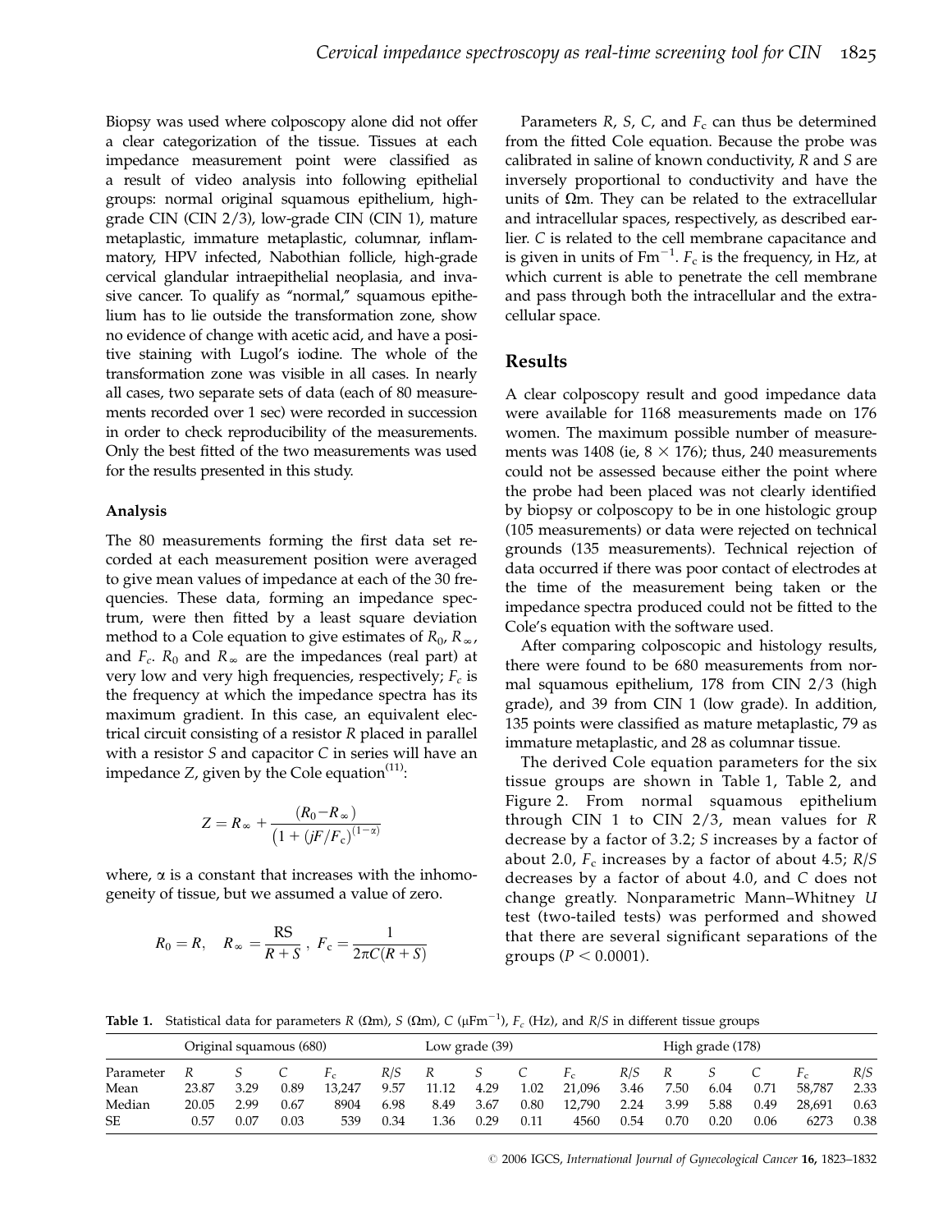Biopsy was used where colposcopy alone did not offer a clear categorization of the tissue. Tissues at each impedance measurement point were classified as a result of video analysis into following epithelial groups: normal original squamous epithelium, high-grade CIN (CIN 2/3), low-grade CIN (CIN 1), mature metaplastic, immature metaplastic, columnar, inflammatory, HPV infected, Nabothian follicle, high-grade cervical glandular intraepithelial neoplasia, and invasive cancer. To qualify as "normal," squamous epithelium has to lie outside the transformation zone, show no evidence of change with acetic acid, and have a positive staining with Lugol's iodine. The whole of the transformation zone was visible in all cases. In nearly all cases, two separate sets of data (each of 80 measurements recorded over 1 sec) were recorded in succession in order to check reproducibility of the measurements. Only the best fitted of the two measurements was used for the results presented in this study.

### Analysis

The 80 measurements forming the first data set recorded at each measurement position were averaged to give mean values of impedance at each of the 30 frequencies. These data, forming an impedance spectrum, were then fitted by a least square deviation method to a Cole equation to give estimates of $R_0$, $R_\infty$, and $F_c$. $R_0$ and $R_\infty$ are the impedances (real part) at very low and very high frequencies, respectively; $F_c$ is the frequency at which the impedance spectra has its maximum gradient. In this case, an equivalent electrical circuit consisting of a resistor $R$ placed in parallel with a resistor $S$ and capacitor $C$ in series will have an impedance $Z$, given by the Cole equation[11]:

$$Z = R_\infty + \frac{(R_0 - R_\infty)}{\left(1 + (jF/F_c)^{(1-\alpha)}\right)}$$

where, $\alpha$ is a constant that increases with the inhomogeneity of tissue, but we assumed a value of zero.

$$R_0 = R, \quad R_\infty = \frac{RS}{R+S}, \; F_c = \frac{1}{2\pi C(R+S)}$$

Parameters $R$, $S$, $C$, and $F_c$ can thus be determined from the fitted Cole equation. Because the probe was calibrated in saline of known conductivity, $R$ and $S$ are inversely proportional to conductivity and have the units of Ωm. They can be related to the extracellular and intracellular spaces, respectively, as described earlier. $C$ is related to the cell membrane capacitance and is given in units of $\mathrm{Fm}^{-1}$. $F_c$ is the frequency, in Hz, at which current is able to penetrate the cell membrane and pass through both the intracellular and the extracellular space.

## Results

A clear colposcopy result and good impedance data were available for 1168 measurements made on 176 women. The maximum possible number of measurements was 1408 (ie, $8 \times 176$); thus, 240 measurements could not be assessed because either the point where the probe had been placed was not clearly identified by biopsy or colposcopy to be in one histologic group (105 measurements) or data were rejected on technical grounds (135 measurements). Technical rejection of data occurred if there was poor contact of electrodes at the time of the measurement being taken or the impedance spectra produced could not be fitted to the Cole's equation with the software used.

After comparing colposcopic and histology results, there were found to be 680 measurements from normal squamous epithelium, 178 from CIN 2/3 (high grade), and 39 from CIN 1 (low grade). In addition, 135 points were classified as mature metaplastic, 79 as immature metaplastic, and 28 as columnar tissue.

The derived Cole equation parameters for the six tissue groups are shown in Table 1, Table 2, and Figure 2. From normal squamous epithelium through CIN 1 to CIN 2/3, mean values for $R$ decrease by a factor of 3.2; $S$ increases by a factor of about 2.0, $F_c$ increases by a factor of about 4.5; $R/S$ decreases by a factor of about 4.0, and $C$ does not change greatly. Nonparametric Mann–Whitney $U$ test (two-tailed tests) was performed and showed that there are several significant separations of the groups ($P < 0.0001$).

**Table 1.** Statistical data for parameters $R$ (Ωm), $S$ (Ωm), $C$ ($\mu\mathrm{Fm}^{-1}$), $F_c$ (Hz), and $R/S$ in different tissue groups

| | Original squamous (680) | | | | | Low grade (39) | | | | | High grade (178) | | | | |
|---|---|---|---|---|---|---|---|---|---|---|---|---|---|---|---|
| Parameter | $R$ | $S$ | $C$ | $F_c$ | $R/S$ | $R$ | $S$ | $C$ | $F_c$ | $R/S$ | $R$ | $S$ | $C$ | $F_c$ | $R/S$ |
| Mean | 23.87 | 3.29 | 0.89 | 13,247 | 9.57 | 11.12 | 4.29 | 1.02 | 21,096 | 3.46 | 7.50 | 6.04 | 0.71 | 58,787 | 2.33 |
| Median | 20.05 | 2.99 | 0.67 | 8904 | 6.98 | 8.49 | 3.67 | 0.80 | 12,790 | 2.24 | 3.99 | 5.88 | 0.49 | 28,691 | 0.63 |
| SE | 0.57 | 0.07 | 0.03 | 539 | 0.34 | 1.36 | 0.29 | 0.11 | 4560 | 0.54 | 0.70 | 0.20 | 0.06 | 6273 | 0.38 |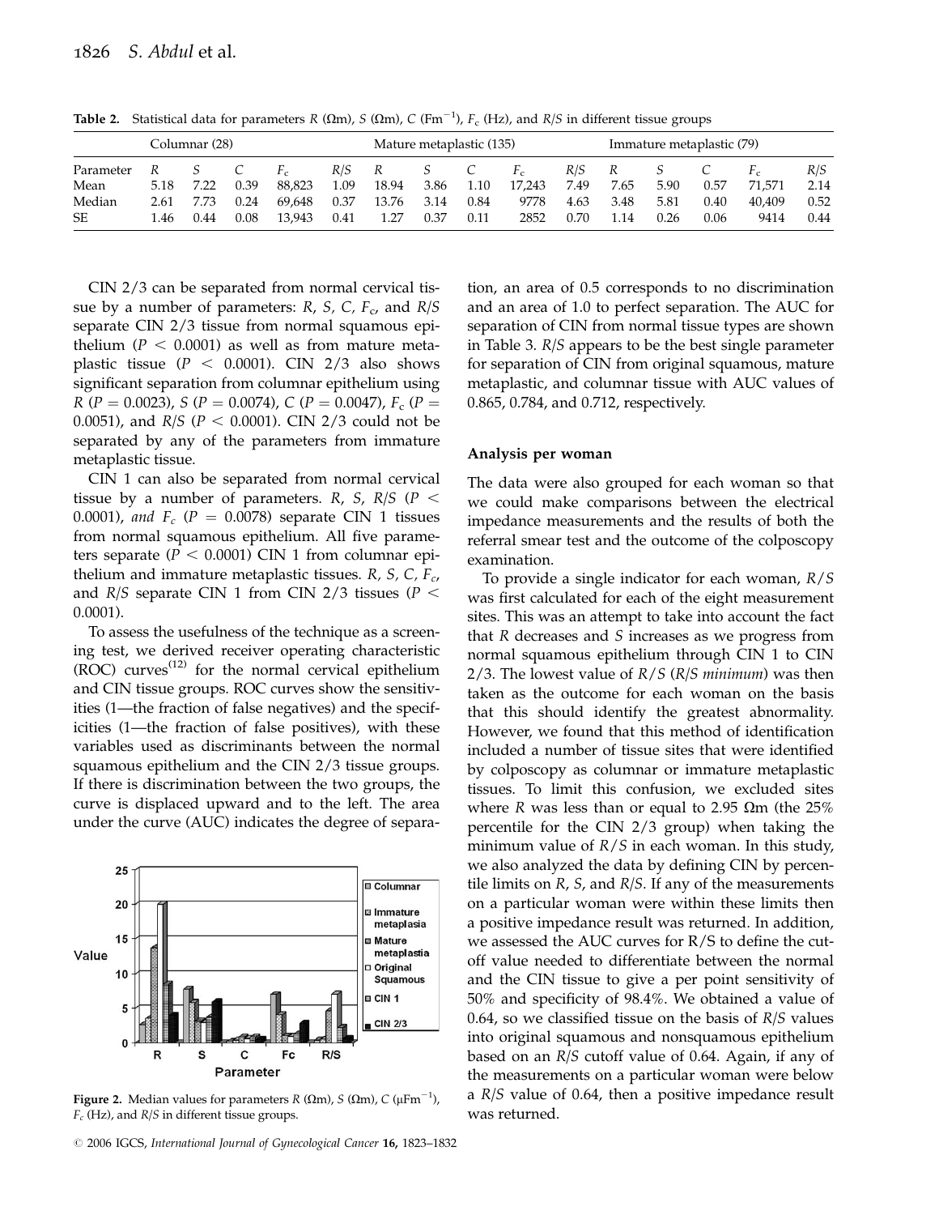**Table 2.** Statistical data for parameters $R$ (Ωm), $S$ (Ωm), $C$ ($Fm^{-1}$), $F_c$ (Hz), and $R/S$ in different tissue groups

| | Columnar (28) | | | | | Mature metaplastic (135) | | | | | Immature metaplastic (79) | | | | |
|---|---|---|---|---|---|---|---|---|---|---|---|---|---|---|---|
| Parameter | $R$ | $S$ | $C$ | $F_c$ | $R/S$ | $R$ | $S$ | $C$ | $F_c$ | $R/S$ | $R$ | $S$ | $C$ | $F_c$ | $R/S$ |
| Mean | 5.18 | 7.22 | 0.39 | 88,823 | 1.09 | 18.94 | 3.86 | 1.10 | 17,243 | 7.49 | 7.65 | 5.90 | 0.57 | 71,571 | 2.14 |
| Median | 2.61 | 7.73 | 0.24 | 69,648 | 0.37 | 13.76 | 3.14 | 0.84 | 9778 | 4.63 | 3.48 | 5.81 | 0.40 | 40,409 | 0.52 |
| SE | 1.46 | 0.44 | 0.08 | 13,943 | 0.41 | 1.27 | 0.37 | 0.11 | 2852 | 0.70 | 1.14 | 0.26 | 0.06 | 9414 | 0.44 |

CIN 2/3 can be separated from normal cervical tissue by a number of parameters: $R$, $S$, $C$, $F_c$, and $R/S$ separate CIN 2/3 tissue from normal squamous epithelium ($P < 0.0001$) as well as from mature metaplastic tissue ($P < 0.0001$). CIN 2/3 also shows significant separation from columnar epithelium using $R$ ($P = 0.0023$), $S$ ($P = 0.0074$), $C$ ($P = 0.0047$), $F_c$ ($P = 0.0051$), and $R/S$ ($P < 0.0001$). CIN 2/3 could not be separated by any of the parameters from immature metaplastic tissue.

CIN 1 can also be separated from normal cervical tissue by a number of parameters. $R$, $S$, $R/S$ ($P < 0.0001$), *and* $F_c$ ($P = 0.0078$) separate CIN 1 tissues from normal squamous epithelium. All five parameters separate ($P < 0.0001$) CIN 1 from columnar epithelium and immature metaplastic tissues. $R$, $S$, $C$, $F_c$, and $R/S$ separate CIN 1 from CIN 2/3 tissues ($P < 0.0001$).

To assess the usefulness of the technique as a screening test, we derived receiver operating characteristic (ROC) curves[12] for the normal cervical epithelium and CIN tissue groups. ROC curves show the sensitivities (1—the fraction of false negatives) and the specificities (1—the fraction of false positives), with these variables used as discriminants between the normal squamous epithelium and the CIN 2/3 tissue groups. If there is discrimination between the two groups, the curve is displaced upward and to the left. The area under the curve (AUC) indicates the degree of separation, an area of 0.5 corresponds to no discrimination and an area of 1.0 to perfect separation. The AUC for separation of CIN from normal tissue types are shown in Table 3. $R/S$ appears to be the best single parameter for separation of CIN from original squamous, mature metaplastic, and columnar tissue with AUC values of 0.865, 0.784, and 0.712, respectively.

**Figure 2.** Median values for parameters $R$ (Ωm), $S$ (Ωm), $C$ ($\mu Fm^{-1}$), $F_c$ (Hz), and $R/S$ in different tissue groups.

### Analysis per woman

The data were also grouped for each woman so that we could make comparisons between the electrical impedance measurements and the results of both the referral smear test and the outcome of the colposcopy examination.

To provide a single indicator for each woman, $R/S$ was first calculated for each of the eight measurement sites. This was an attempt to take into account the fact that $R$ decreases and $S$ increases as we progress from normal squamous epithelium through CIN 1 to CIN 2/3. The lowest value of $R/S$ (*R/S minimum*) was then taken as the outcome for each woman on the basis that this should identify the greatest abnormality. However, we found that this method of identification included a number of tissue sites that were identified by colposcopy as columnar or immature metaplastic tissues. To limit this confusion, we excluded sites where $R$ was less than or equal to 2.95 Ωm (the 25% percentile for the CIN 2/3 group) when taking the minimum value of $R/S$ in each woman. In this study, we also analyzed the data by defining CIN by percentile limits on $R$, $S$, and $R/S$. If any of the measurements on a particular woman were within these limits then a positive impedance result was returned. In addition, we assessed the AUC curves for R/S to define the cutoff value needed to differentiate between the normal and the CIN tissue to give a per point sensitivity of 50% and specificity of 98.4%. We obtained a value of 0.64, so we classified tissue on the basis of $R/S$ values into original squamous and nonsquamous epithelium based on an $R/S$ cutoff value of 0.64. Again, if any of the measurements on a particular woman were below a $R/S$ value of 0.64, then a positive impedance result was returned.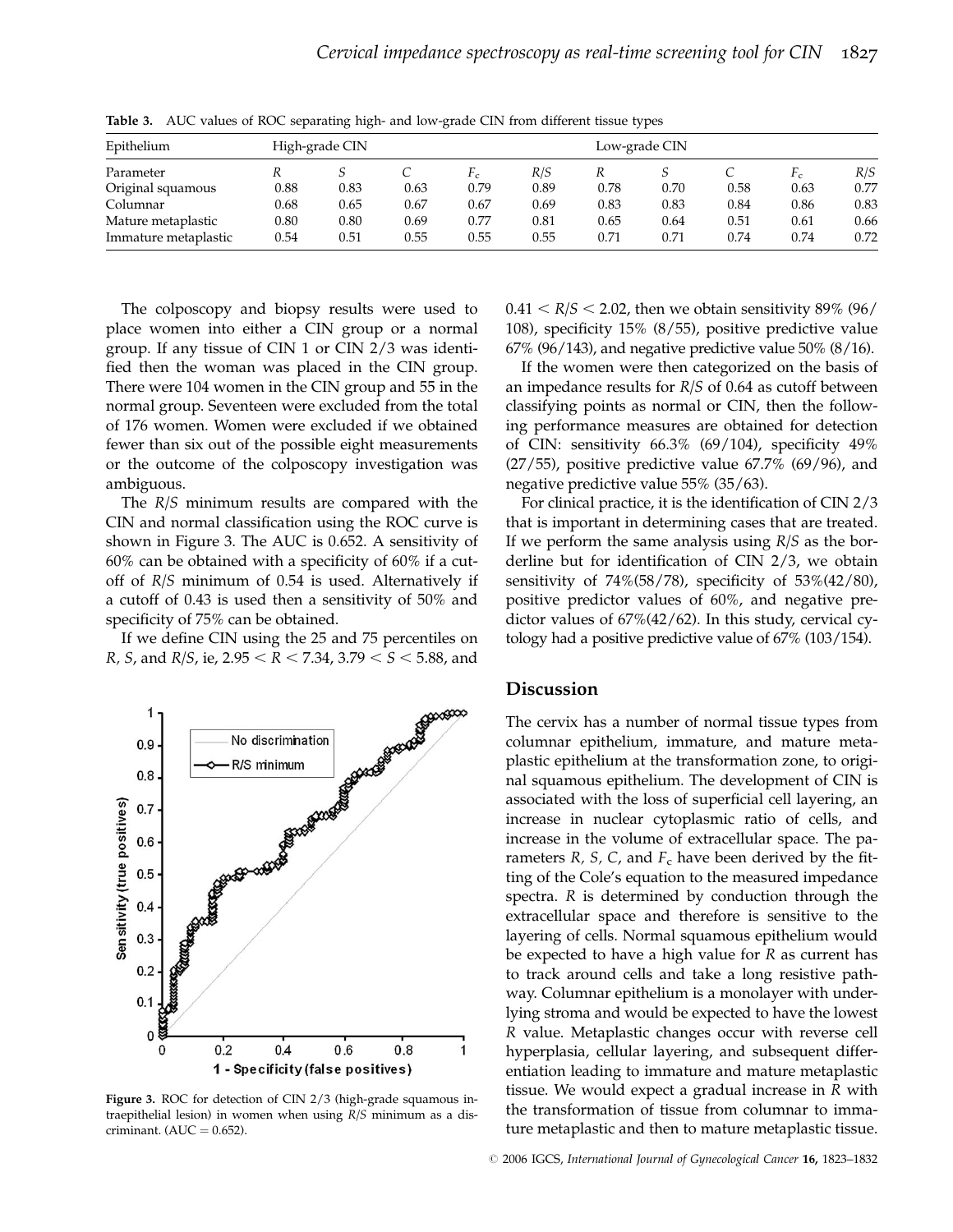**Table 3.** AUC values of ROC separating high- and low-grade CIN from different tissue types

| Epithelium | High-grade CIN | | | | | Low-grade CIN | | | | |
|---|---|---|---|---|---|---|---|---|---|---|
| Parameter | $R$ | $S$ | $C$ | $F_c$ | $R/S$ | $R$ | $S$ | $C$ | $F_c$ | $R/S$ |
| Original squamous | 0.88 | 0.83 | 0.63 | 0.79 | 0.89 | 0.78 | 0.70 | 0.58 | 0.63 | 0.77 |
| Columnar | 0.68 | 0.65 | 0.67 | 0.67 | 0.69 | 0.83 | 0.83 | 0.84 | 0.86 | 0.83 |
| Mature metaplastic | 0.80 | 0.80 | 0.69 | 0.77 | 0.81 | 0.65 | 0.64 | 0.51 | 0.61 | 0.66 |
| Immature metaplastic | 0.54 | 0.51 | 0.55 | 0.55 | 0.55 | 0.71 | 0.71 | 0.74 | 0.74 | 0.72 |

The colposcopy and biopsy results were used to place women into either a CIN group or a normal group. If any tissue of CIN 1 or CIN 2/3 was identified then the woman was placed in the CIN group. There were 104 women in the CIN group and 55 in the normal group. Seventeen were excluded from the total of 176 women. Women were excluded if we obtained fewer than six out of the possible eight measurements or the outcome of the colposcopy investigation was ambiguous.

The $R/S$ minimum results are compared with the CIN and normal classification using the ROC curve is shown in Figure 3. The AUC is 0.652. A sensitivity of 60% can be obtained with a specificity of 60% if a cutoff of $R/S$ minimum of 0.54 is used. Alternatively if a cutoff of 0.43 is used then a sensitivity of 50% and specificity of 75% can be obtained.

If we define CIN using the 25 and 75 percentiles on $R$, $S$, and $R/S$, ie, $2.95 < R < 7.34$, $3.79 < S < 5.88$, and $0.41 < R/S < 2.02$, then we obtain sensitivity 89% (96/108), specificity 15% (8/55), positive predictive value 67% (96/143), and negative predictive value 50% (8/16).

**Figure 3.** ROC for detection of CIN 2/3 (high-grade squamous intraepithelial lesion) in women when using $R/S$ minimum as a discriminant. (AUC = 0.652).

If the women were then categorized on the basis of an impedance results for $R/S$ of 0.64 as cutoff between classifying points as normal or CIN, then the following performance measures are obtained for detection of CIN: sensitivity 66.3% (69/104), specificity 49% (27/55), positive predictive value 67.7% (69/96), and negative predictive value 55% (35/63).

For clinical practice, it is the identification of CIN 2/3 that is important in determining cases that are treated. If we perform the same analysis using $R/S$ as the borderline but for identification of CIN 2/3, we obtain sensitivity of 74%(58/78), specificity of 53%(42/80), positive predictor values of 60%, and negative predictor values of 67%(42/62). In this study, cervical cytology had a positive predictive value of 67% (103/154).

## Discussion

The cervix has a number of normal tissue types from columnar epithelium, immature, and mature metaplastic epithelium at the transformation zone, to original squamous epithelium. The development of CIN is associated with the loss of superficial cell layering, an increase in nuclear cytoplasmic ratio of cells, and increase in the volume of extracellular space. The parameters $R$, $S$, $C$, and $F_c$ have been derived by the fitting of the Cole's equation to the measured impedance spectra. $R$ is determined by conduction through the extracellular space and therefore is sensitive to the layering of cells. Normal squamous epithelium would be expected to have a high value for $R$ as current has to track around cells and take a long resistive pathway. Columnar epithelium is a monolayer with underlying stroma and would be expected to have the lowest $R$ value. Metaplastic changes occur with reverse cell hyperplasia, cellular layering, and subsequent differentiation leading to immature and mature metaplastic tissue. We would expect a gradual increase in $R$ with the transformation of tissue from columnar to immature metaplastic and then to mature metaplastic tissue.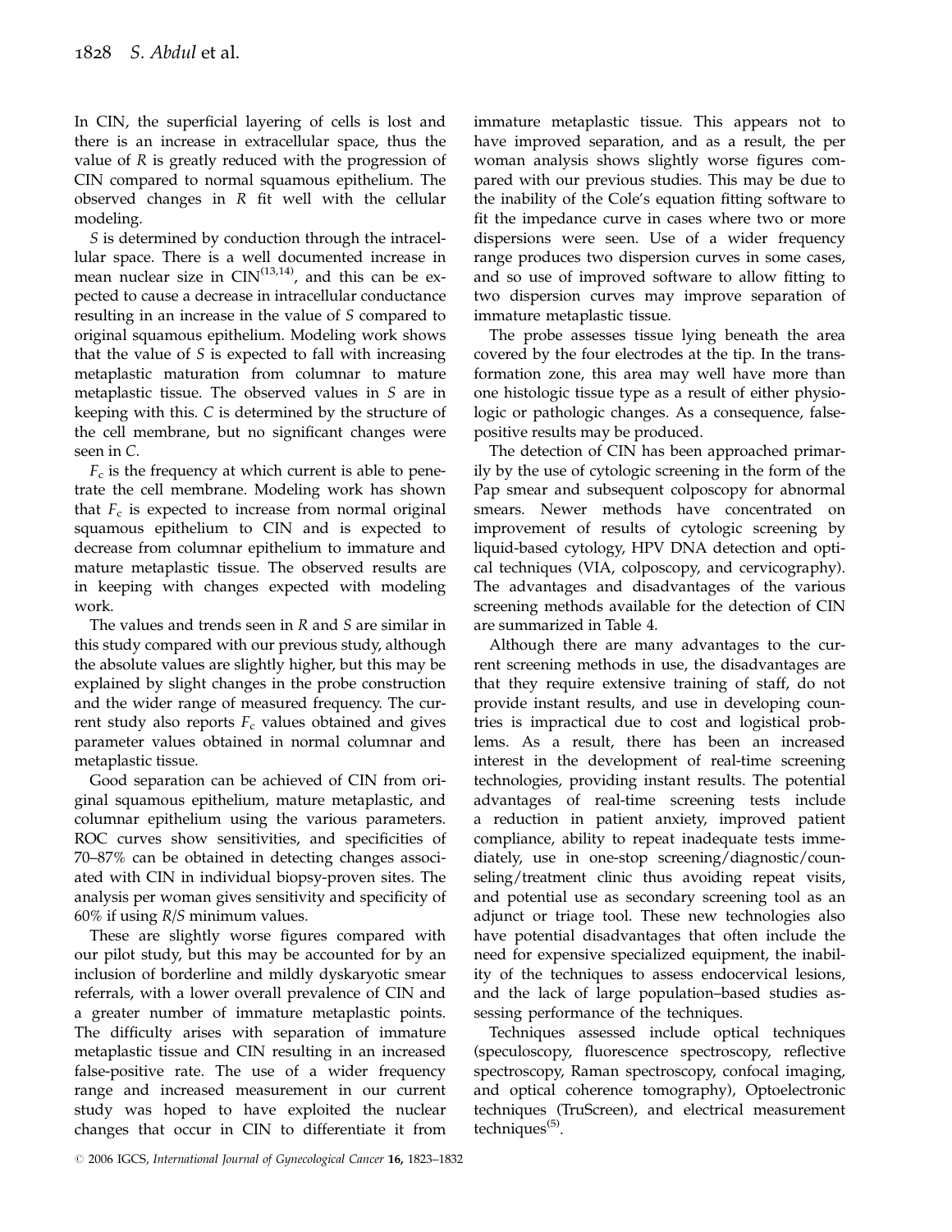In CIN, the superficial layering of cells is lost and there is an increase in extracellular space, thus the value of *R* is greatly reduced with the progression of CIN compared to normal squamous epithelium. The observed changes in *R* fit well with the cellular modeling.

*S* is determined by conduction through the intracellular space. There is a well documented increase in mean nuclear size in CIN[13,14], and this can be expected to cause a decrease in intracellular conductance resulting in an increase in the value of *S* compared to original squamous epithelium. Modeling work shows that the value of *S* is expected to fall with increasing metaplastic maturation from columnar to mature metaplastic tissue. The observed values in *S* are in keeping with this. *C* is determined by the structure of the cell membrane, but no significant changes were seen in *C*.

$F_c$ is the frequency at which current is able to penetrate the cell membrane. Modeling work has shown that $F_c$ is expected to increase from normal original squamous epithelium to CIN and is expected to decrease from columnar epithelium to immature and mature metaplastic tissue. The observed results are in keeping with changes expected with modeling work.

The values and trends seen in *R* and *S* are similar in this study compared with our previous study, although the absolute values are slightly higher, but this may be explained by slight changes in the probe construction and the wider range of measured frequency. The current study also reports $F_c$ values obtained and gives parameter values obtained in normal columnar and metaplastic tissue.

Good separation can be achieved of CIN from original squamous epithelium, mature metaplastic, and columnar epithelium using the various parameters. ROC curves show sensitivities, and specificities of 70–87% can be obtained in detecting changes associated with CIN in individual biopsy-proven sites. The analysis per woman gives sensitivity and specificity of 60% if using *R*/*S* minimum values.

These are slightly worse figures compared with our pilot study, but this may be accounted for by an inclusion of borderline and mildly dyskaryotic smear referrals, with a lower overall prevalence of CIN and a greater number of immature metaplastic points. The difficulty arises with separation of immature metaplastic tissue and CIN resulting in an increased false-positive rate. The use of a wider frequency range and increased measurement in our current study was hoped to have exploited the nuclear changes that occur in CIN to differentiate it from immature metaplastic tissue. This appears not to have improved separation, and as a result, the per woman analysis shows slightly worse figures compared with our previous studies. This may be due to the inability of the Cole's equation fitting software to fit the impedance curve in cases where two or more dispersions were seen. Use of a wider frequency range produces two dispersion curves in some cases, and so use of improved software to allow fitting to two dispersion curves may improve separation of immature metaplastic tissue.

The probe assesses tissue lying beneath the area covered by the four electrodes at the tip. In the transformation zone, this area may well have more than one histologic tissue type as a result of either physiologic or pathologic changes. As a consequence, false-positive results may be produced.

The detection of CIN has been approached primarily by the use of cytologic screening in the form of the Pap smear and subsequent colposcopy for abnormal smears. Newer methods have concentrated on improvement of results of cytologic screening by liquid-based cytology, HPV DNA detection and optical techniques (VIA, colposcopy, and cervicography). The advantages and disadvantages of the various screening methods available for the detection of CIN are summarized in Table 4.

Although there are many advantages to the current screening methods in use, the disadvantages are that they require extensive training of staff, do not provide instant results, and use in developing countries is impractical due to cost and logistical problems. As a result, there has been an increased interest in the development of real-time screening technologies, providing instant results. The potential advantages of real-time screening tests include a reduction in patient anxiety, improved patient compliance, ability to repeat inadequate tests immediately, use in one-stop screening/diagnostic/counseling/treatment clinic thus avoiding repeat visits, and potential use as secondary screening tool as an adjunct or triage tool. These new technologies also have potential disadvantages that often include the need for expensive specialized equipment, the inability of the techniques to assess endocervical lesions, and the lack of large population–based studies assessing performance of the techniques.

Techniques assessed include optical techniques (speculoscopy, fluorescence spectroscopy, reflective spectroscopy, Raman spectroscopy, confocal imaging, and optical coherence tomography), Optoelectronic techniques (TruScreen), and electrical measurement techniques[5].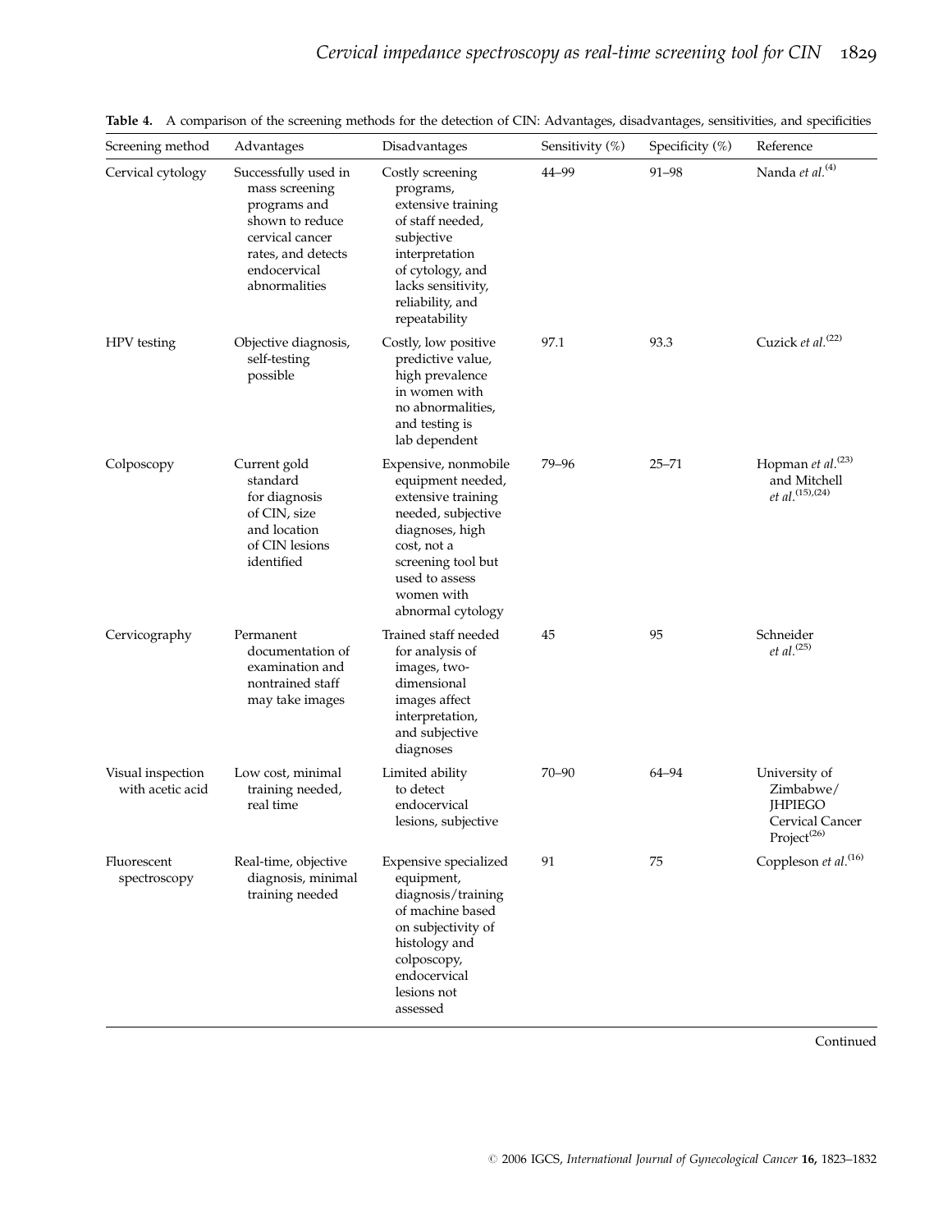**Table 4.** A comparison of the screening methods for the detection of CIN: Advantages, disadvantages, sensitivities, and specificities

| Screening method | Advantages | Disadvantages | Sensitivity (%) | Specificity (%) | Reference |
|---|---|---|---|---|---|
| Cervical cytology | Successfully used in mass screening programs and shown to reduce cervical cancer rates, and detects endocervical abnormalities | Costly screening programs, extensive training of staff needed, subjective interpretation of cytology, and lacks sensitivity, reliability, and repeatability | 44–99 | 91–98 | Nanda *et al.*[4] |
| HPV testing | Objective diagnosis, self-testing possible | Costly, low positive predictive value, high prevalence in women with no abnormalities, and testing is lab dependent | 97.1 | 93.3 | Cuzick *et al.*[22] |
| Colposcopy | Current gold standard for diagnosis of CIN, size and location of CIN lesions identified | Expensive, nonmobile equipment needed, extensive training needed, subjective diagnoses, high cost, not a screening tool but used to assess women with abnormal cytology | 79–96 | 25–71 | Hopman *et al.*[23] and Mitchell *et al.*[15],[24] |
| Cervicography | Permanent documentation of examination and nontrained staff may take images | Trained staff needed for analysis of images, two-dimensional images affect interpretation, and subjective diagnoses | 45 | 95 | Schneider *et al.*[25] |
| Visual inspection with acetic acid | Low cost, minimal training needed, real time | Limited ability to detect endocervical lesions, subjective | 70–90 | 64–94 | University of Zimbabwe/JHPIEGO Cervical Cancer Project[26] |
| Fluorescent spectroscopy | Real-time, objective diagnosis, minimal training needed | Expensive specialized equipment, diagnosis/training of machine based on subjectivity of histology and colposcopy, endocervical lesions not assessed | 91 | 75 | Coppleson *et al.*[16] |

Continued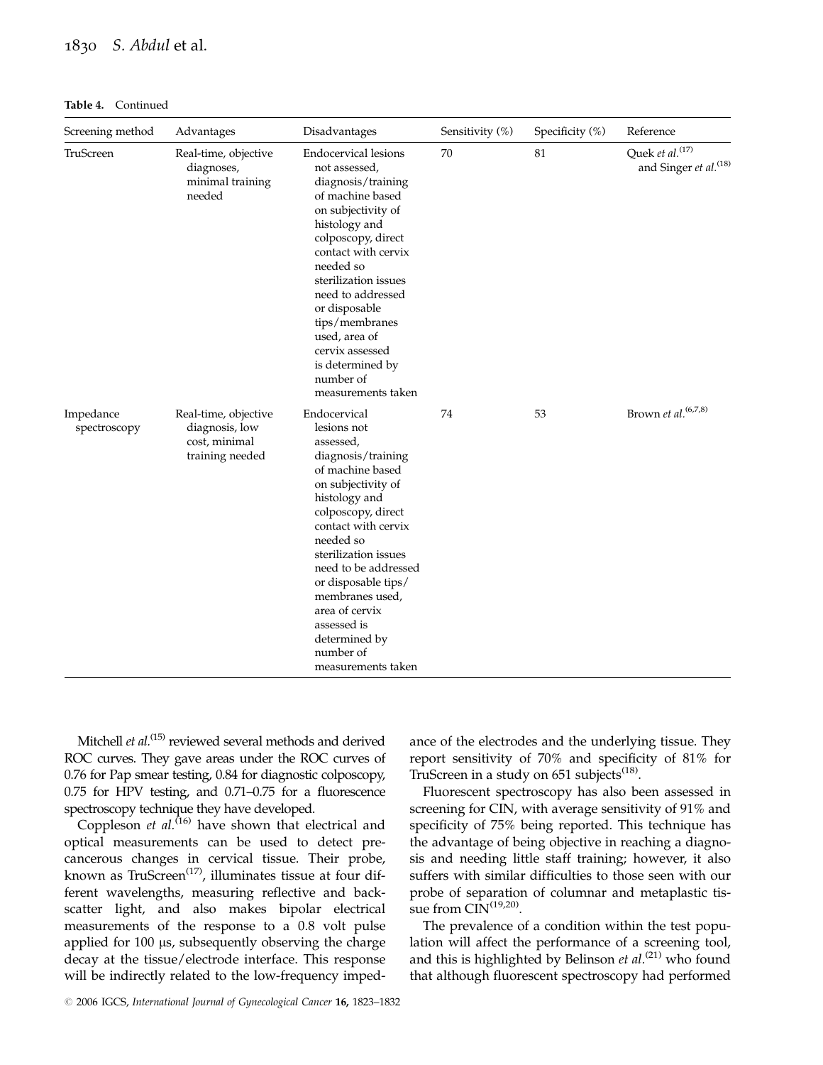**Table 4.** Continued

| Screening method | Advantages | Disadvantages | Sensitivity (%) | Specificity (%) | Reference |
|---|---|---|---|---|---|
| TruScreen | Real-time, objective diagnoses, minimal training needed | Endocervical lesions not assessed, diagnosis/training of machine based on subjectivity of histology and colposcopy, direct contact with cervix needed so sterilization issues need to addressed or disposable tips/membranes used, area of cervix assessed is determined by number of measurements taken | 70 | 81 | Quek *et al.*[17] and Singer *et al.*[18] |
| Impedance spectroscopy | Real-time, objective diagnosis, low cost, minimal training needed | Endocervical lesions not assessed, diagnosis/training of machine based on subjectivity of histology and colposcopy, direct contact with cervix needed so sterilization issues need to be addressed or disposable tips/membranes used, area of cervix assessed is determined by number of measurements taken | 74 | 53 | Brown *et al.*[6,7,8] |

Mitchell *et al.*[15] reviewed several methods and derived ROC curves. They gave areas under the ROC curves of 0.76 for Pap smear testing, 0.84 for diagnostic colposcopy, 0.75 for HPV testing, and 0.71–0.75 for a fluorescence spectroscopy technique they have developed.

Coppleson *et al.*[16] have shown that electrical and optical measurements can be used to detect precancerous changes in cervical tissue. Their probe, known as TruScreen[17], illuminates tissue at four different wavelengths, measuring reflective and backscatter light, and also makes bipolar electrical measurements of the response to a 0.8 volt pulse applied for 100 μs, subsequently observing the charge decay at the tissue/electrode interface. This response will be indirectly related to the low-frequency impedance of the electrodes and the underlying tissue. They report sensitivity of 70% and specificity of 81% for TruScreen in a study on 651 subjects[18].

Fluorescent spectroscopy has also been assessed in screening for CIN, with average sensitivity of 91% and specificity of 75% being reported. This technique has the advantage of being objective in reaching a diagnosis and needing little staff training; however, it also suffers with similar difficulties to those seen with our probe of separation of columnar and metaplastic tissue from CIN[19,20].

The prevalence of a condition within the test population will affect the performance of a screening tool, and this is highlighted by Belinson *et al.*[21] who found that although fluorescent spectroscopy had performed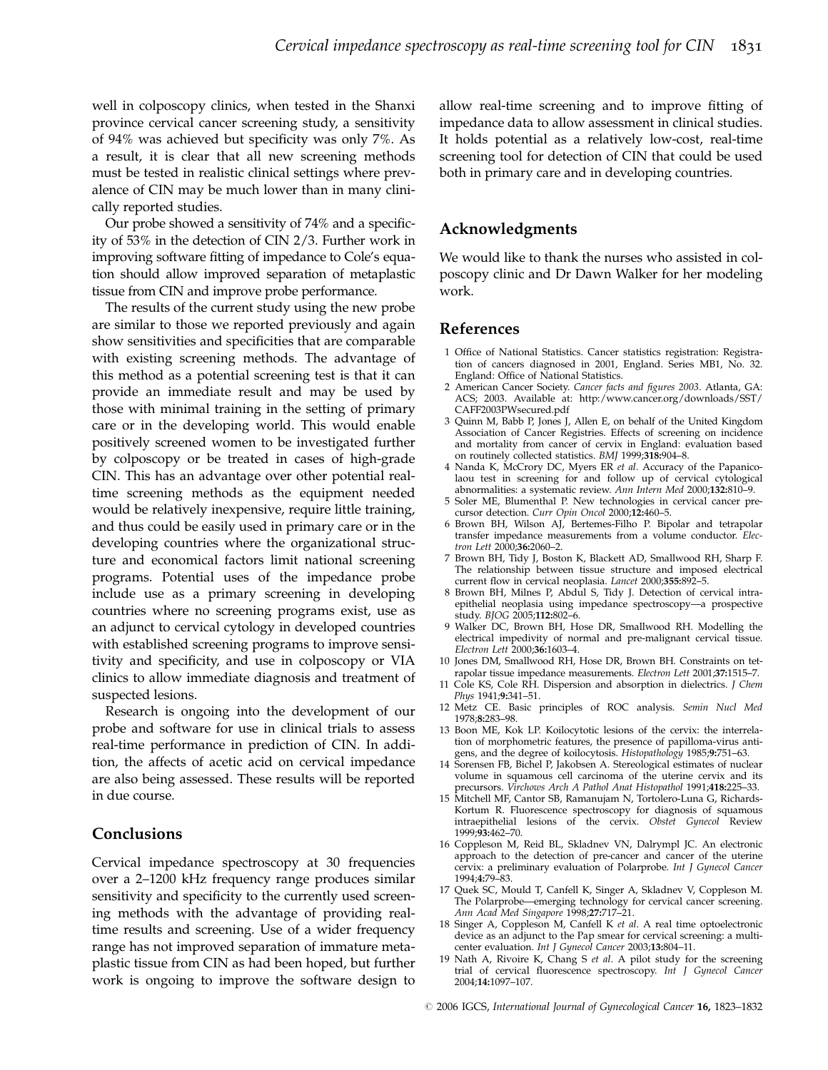well in colposcopy clinics, when tested in the Shanxi province cervical cancer screening study, a sensitivity of 94% was achieved but specificity was only 7%. As a result, it is clear that all new screening methods must be tested in realistic clinical settings where prevalence of CIN may be much lower than in many clinically reported studies.

Our probe showed a sensitivity of 74% and a specificity of 53% in the detection of CIN 2/3. Further work in improving software fitting of impedance to Cole's equation should allow improved separation of metaplastic tissue from CIN and improve probe performance.

The results of the current study using the new probe are similar to those we reported previously and again show sensitivities and specificities that are comparable with existing screening methods. The advantage of this method as a potential screening test is that it can provide an immediate result and may be used by those with minimal training in the setting of primary care or in the developing world. This would enable positively screened women to be investigated further by colposcopy or be treated in cases of high-grade CIN. This has an advantage over other potential real-time screening methods as the equipment needed would be relatively inexpensive, require little training, and thus could be easily used in primary care or in the developing countries where the organizational structure and economical factors limit national screening programs. Potential uses of the impedance probe include use as a primary screening in developing countries where no screening programs exist, use as an adjunct to cervical cytology in developed countries with established screening programs to improve sensitivity and specificity, and use in colposcopy or VIA clinics to allow immediate diagnosis and treatment of suspected lesions.

Research is ongoing into the development of our probe and software for use in clinical trials to assess real-time performance in prediction of CIN. In addition, the affects of acetic acid on cervical impedance are also being assessed. These results will be reported in due course.

## Conclusions

Cervical impedance spectroscopy at 30 frequencies over a 2–1200 kHz frequency range produces similar sensitivity and specificity to the currently used screening methods with the advantage of providing real-time results and screening. Use of a wider frequency range has not improved separation of immature metaplastic tissue from CIN as had been hoped, but further work is ongoing to improve the software design to allow real-time screening and to improve fitting of impedance data to allow assessment in clinical studies. It holds potential as a relatively low-cost, real-time screening tool for detection of CIN that could be used both in primary care and in developing countries.

## Acknowledgments

We would like to thank the nurses who assisted in colposcopy clinic and Dr Dawn Walker for her modeling work.

## References

1. Office of National Statistics. Cancer statistics registration: Registration of cancers diagnosed in 2001, England. Series MB1, No. 32. England: Office of National Statistics.
2. American Cancer Society. *Cancer facts and figures 2003*. Atlanta, GA: ACS; 2003. Available at: http:/www.cancer.org/downloads/SST/CAFF2003PWsecured.pdf
3. Quinn M, Babb P, Jones J, Allen E, on behalf of the United Kingdom Association of Cancer Registries. Effects of screening on incidence and mortality from cancer of cervix in England: evaluation based on routinely collected statistics. *BMJ* 1999;**318:**904–8.
4. Nanda K, McCrory DC, Myers ER *et al*. Accuracy of the Papanicolaou test in screening for and follow up of cervical cytological abnormalities: a systematic review. *Ann Intern Med* 2000;**132:**810–9.
5. Soler ME, Blumenthal P. New technologies in cervical cancer precursor detection. *Curr Opin Oncol* 2000;**12:**460–5.
6. Brown BH, Wilson AJ, Bertemes-Filho P. Bipolar and tetrapolar transfer impedance measurements from a volume conductor. *Electron Lett* 2000;**36:**2060–2.
7. Brown BH, Tidy J, Boston K, Blackett AD, Smallwood RH, Sharp F. The relationship between tissue structure and imposed electrical current flow in cervical neoplasia. *Lancet* 2000;**355:**892–5.
8. Brown BH, Milnes P, Abdul S, Tidy J. Detection of cervical intraepithelial neoplasia using impedance spectroscopy—a prospective study. *BJOG* 2005;**112:**802–6.
9. Walker DC, Brown BH, Hose DR, Smallwood RH. Modelling the electrical impedivity of normal and pre-malignant cervical tissue. *Electron Lett* 2000;**36:**1603–4.
10. Jones DM, Smallwood RH, Hose DR, Brown BH. Constraints on tetrapolar tissue impedance measurements. *Electron Lett* 2001;**37:**1515–7.
11. Cole KS, Cole RH. Dispersion and absorption in dielectrics. *J Chem Phys* 1941;**9:**341–51.
12. Metz CE. Basic principles of ROC analysis. *Semin Nucl Med* 1978;**8:**283–98.
13. Boon ME, Kok LP. Koilocytotic lesions of the cervix: the interrelation of morphometric features, the presence of papilloma-virus antigens, and the degree of koilocytosis. *Histopathology* 1985;**9:**751–63.
14. Sorensen FB, Bichel P, Jakobsen A. Stereological estimates of nuclear volume in squamous cell carcinoma of the uterine cervix and its precursors. *Virchows Arch A Pathol Anat Histopathol* 1991;**418:**225–33.
15. Mitchell MF, Cantor SB, Ramanujam N, Tortolero-Luna G, Richards-Kortum R. Fluorescence spectroscopy for diagnosis of squamous intraepithelial lesions of the cervix. *Obstet Gynecol* Review 1999;**93:**462–70.
16. Coppleson M, Reid BL, Skladnev VN, Dalrympl JC. An electronic approach to the detection of pre-cancer and cancer of the uterine cervix: a preliminary evaluation of Polarprobe. *Int J Gynecol Cancer* 1994;**4:**79–83.
17. Quek SC, Mould T, Canfell K, Singer A, Skladnev V, Coppleson M. The Polarprobe—emerging technology for cervical cancer screening. *Ann Acad Med Singapore* 1998;**27:**717–21.
18. Singer A, Coppleson M, Canfell K *et al*. A real time optoelectronic device as an adjunct to the Pap smear for cervical screening: a multicenter evaluation. *Int J Gynecol Cancer* 2003;**13:**804–11.
19. Nath A, Rivoire K, Chang S *et al*. A pilot study for the screening trial of cervical fluorescence spectroscopy. *Int J Gynecol Cancer* 2004;**14:**1097–107.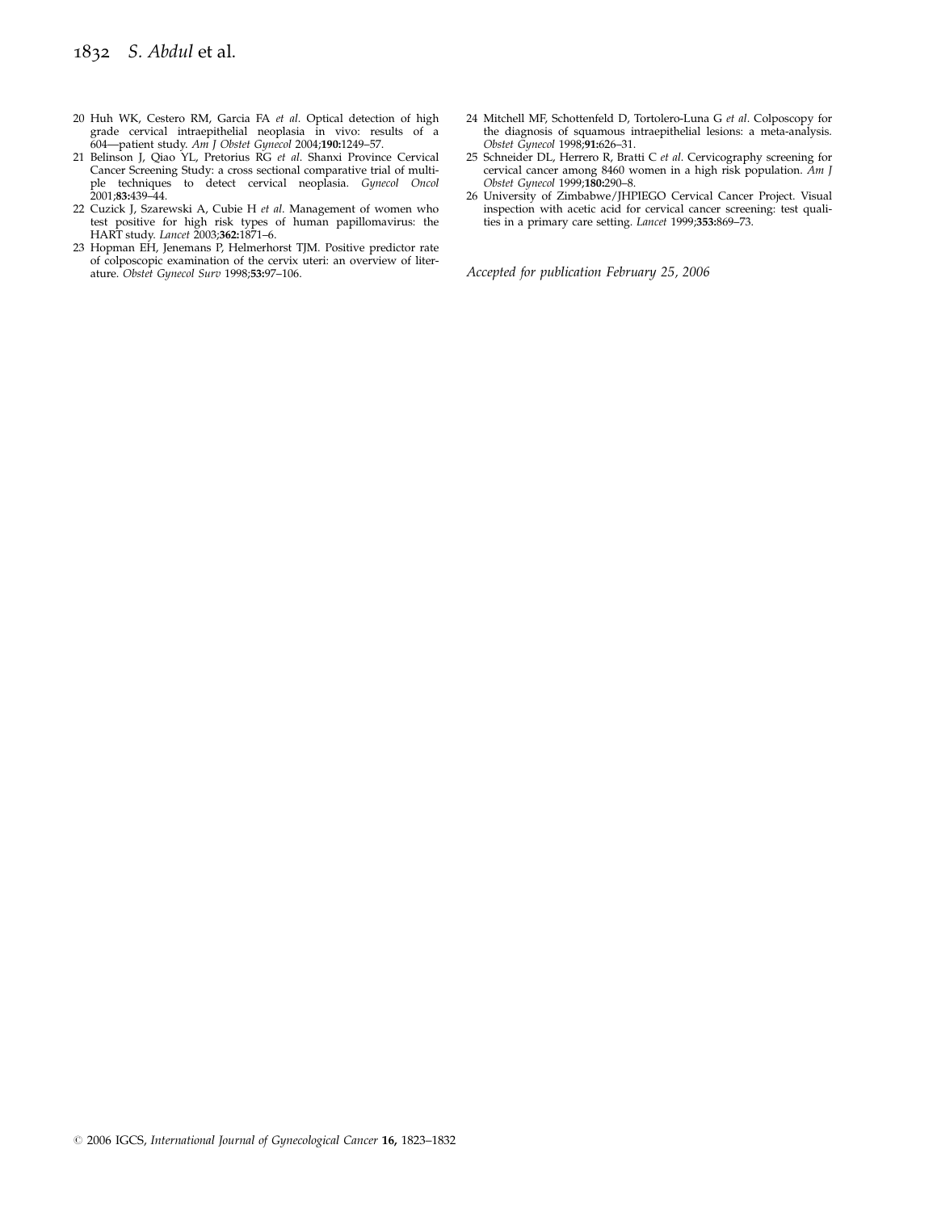20 Huh WK, Cestero RM, Garcia FA *et al*. Optical detection of high grade cervical intraepithelial neoplasia in vivo: results of a 604—patient study. *Am J Obstet Gynecol* 2004;**190:**1249–57.

21 Belinson J, Qiao YL, Pretorius RG *et al*. Shanxi Province Cervical Cancer Screening Study: a cross sectional comparative trial of multiple techniques to detect cervical neoplasia. *Gynecol Oncol* 2001;**83:**439–44.

22 Cuzick J, Szarewski A, Cubie H *et al*. Management of women who test positive for high risk types of human papillomavirus: the HART study. *Lancet* 2003;**362:**1871–6.

23 Hopman EH, Jenemans P, Helmerhorst TJM. Positive predictor rate of colposcopic examination of the cervix uteri: an overview of literature. *Obstet Gynecol Surv* 1998;**53:**97–106.

24 Mitchell MF, Schottenfeld D, Tortolero-Luna G *et al*. Colposcopy for the diagnosis of squamous intraepithelial lesions: a meta-analysis. *Obstet Gynecol* 1998;**91:**626–31.

25 Schneider DL, Herrero R, Bratti C *et al*. Cervicography screening for cervical cancer among 8460 women in a high risk population. *Am J Obstet Gynecol* 1999;**180:**290–8.

26 University of Zimbabwe/JHPIEGO Cervical Cancer Project. Visual inspection with acetic acid for cervical cancer screening: test qualities in a primary care setting. *Lancet* 1999;**353:**869–73.

*Accepted for publication February 25, 2006*